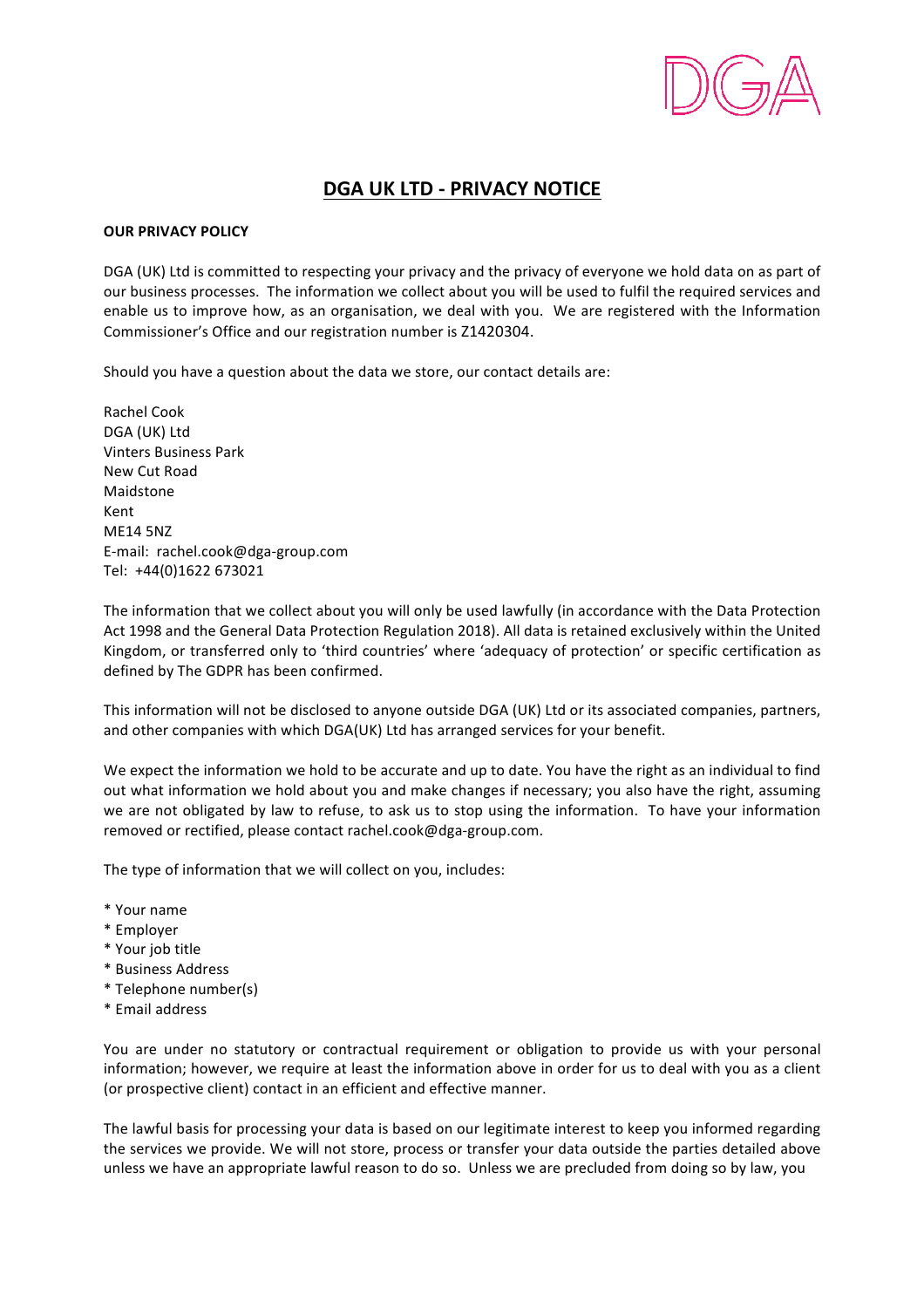# DGA UK LTD - PRIVACY NOTICE

**OUR PRIVACY POLICY**

DGA (UK) Ltd is committed to respecting your privacy and the privacy of everyone we hold data on as part of our business processes. The information we collect about you will be used to fulfil the required services and enable us to improve how, as an organisation, we deal with you. We are registered with the Information Commissioner's Office and our registration number is Z1420304.

Should you have a question about the data we store, our contact details are:

Rachel Cook
DGA (UK) Ltd
Vinters Business Park
New Cut Road
Maidstone
Kent
ME14 5NZ
E-mail: rachel.cook@dga-group.com
Tel: +44(0)1622 673021

The information that we collect about you will only be used lawfully (in accordance with the Data Protection Act 1998 and the General Data Protection Regulation 2018). All data is retained exclusively within the United Kingdom, or transferred only to 'third countries' where 'adequacy of protection' or specific certification as defined by The GDPR has been confirmed.

This information will not be disclosed to anyone outside DGA (UK) Ltd or its associated companies, partners, and other companies with which DGA(UK) Ltd has arranged services for your benefit.

We expect the information we hold to be accurate and up to date. You have the right as an individual to find out what information we hold about you and make changes if necessary; you also have the right, assuming we are not obligated by law to refuse, to ask us to stop using the information. To have your information removed or rectified, please contact rachel.cook@dga-group.com.

The type of information that we will collect on you, includes:

* Your name
* Employer
* Your job title
* Business Address
* Telephone number(s)
* Email address

You are under no statutory or contractual requirement or obligation to provide us with your personal information; however, we require at least the information above in order for us to deal with you as a client (or prospective client) contact in an efficient and effective manner.

The lawful basis for processing your data is based on our legitimate interest to keep you informed regarding the services we provide. We will not store, process or transfer your data outside the parties detailed above unless we have an appropriate lawful reason to do so. Unless we are precluded from doing so by law, you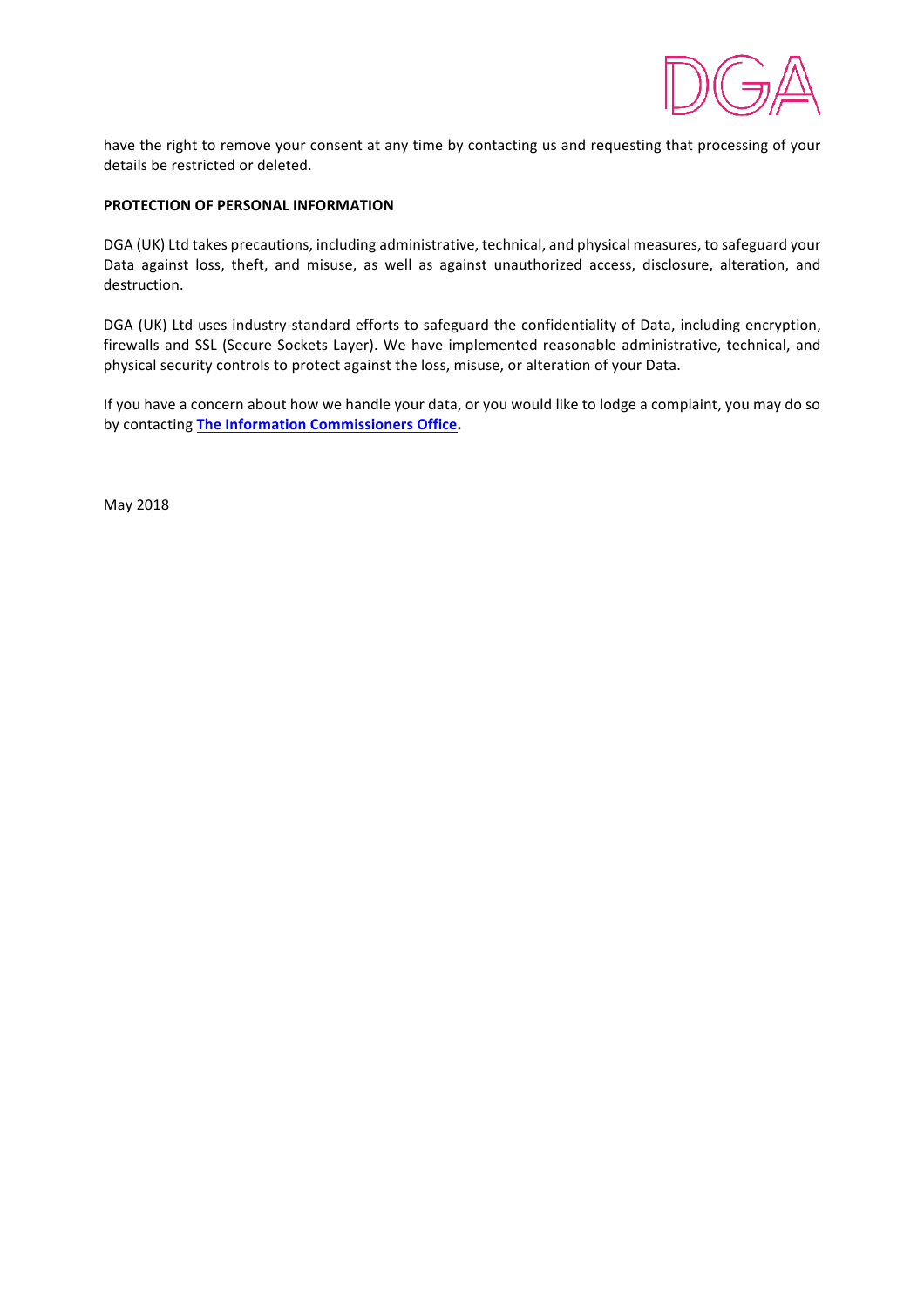have the right to remove your consent at any time by contacting us and requesting that processing of your details be restricted or deleted.

**PROTECTION OF PERSONAL INFORMATION**

DGA (UK) Ltd takes precautions, including administrative, technical, and physical measures, to safeguard your Data against loss, theft, and misuse, as well as against unauthorized access, disclosure, alteration, and destruction.

DGA (UK) Ltd uses industry-standard efforts to safeguard the confidentiality of Data, including encryption, firewalls and SSL (Secure Sockets Layer). We have implemented reasonable administrative, technical, and physical security controls to protect against the loss, misuse, or alteration of your Data.

If you have a concern about how we handle your data, or you would like to lodge a complaint, you may do so by contacting **The Information Commissioners Office.**

May 2018